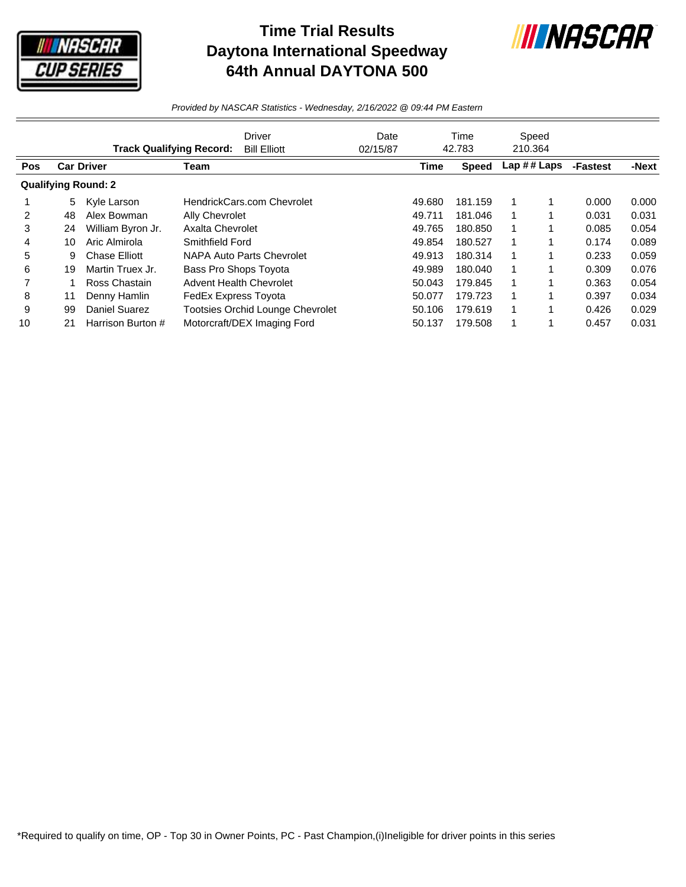# Time Trial Results
# Daytona International Speedway
# 64th Annual DAYTONA 500

*Provided by NASCAR Statistics - Wednesday, 2/16/2022 @ 09:44 PM Eastern*

| | Driver | Date | Time | Speed |
|---|---|---|---|---|
| **Track Qualifying Record:** | Bill Elliott | 02/15/87 | 42.783 | 210.364 |

| Pos | Car | Driver | Team | Time | Speed | Lap # | # Laps | -Fastest | -Next |
|---|---|---|---|---|---|---|---|---|---|
| **Qualifying Round: 2** | | | | | | | | | |
| 1 | 5 | Kyle Larson | HendrickCars.com Chevrolet | 49.680 | 181.159 | 1 | 1 | 0.000 | 0.000 |
| 2 | 48 | Alex Bowman | Ally Chevrolet | 49.711 | 181.046 | 1 | 1 | 0.031 | 0.031 |
| 3 | 24 | William Byron Jr. | Axalta Chevrolet | 49.765 | 180.850 | 1 | 1 | 0.085 | 0.054 |
| 4 | 10 | Aric Almirola | Smithfield Ford | 49.854 | 180.527 | 1 | 1 | 0.174 | 0.089 |
| 5 | 9 | Chase Elliott | NAPA Auto Parts Chevrolet | 49.913 | 180.314 | 1 | 1 | 0.233 | 0.059 |
| 6 | 19 | Martin Truex Jr. | Bass Pro Shops Toyota | 49.989 | 180.040 | 1 | 1 | 0.309 | 0.076 |
| 7 | 1 | Ross Chastain | Advent Health Chevrolet | 50.043 | 179.845 | 1 | 1 | 0.363 | 0.054 |
| 8 | 11 | Denny Hamlin | FedEx Express Toyota | 50.077 | 179.723 | 1 | 1 | 0.397 | 0.034 |
| 9 | 99 | Daniel Suarez | Tootsies Orchid Lounge Chevrolet | 50.106 | 179.619 | 1 | 1 | 0.426 | 0.029 |
| 10 | 21 | Harrison Burton # | Motorcraft/DEX Imaging Ford | 50.137 | 179.508 | 1 | 1 | 0.457 | 0.031 |

*Required to qualify on time, OP - Top 30 in Owner Points, PC - Past Champion,(i)Ineligible for driver points in this series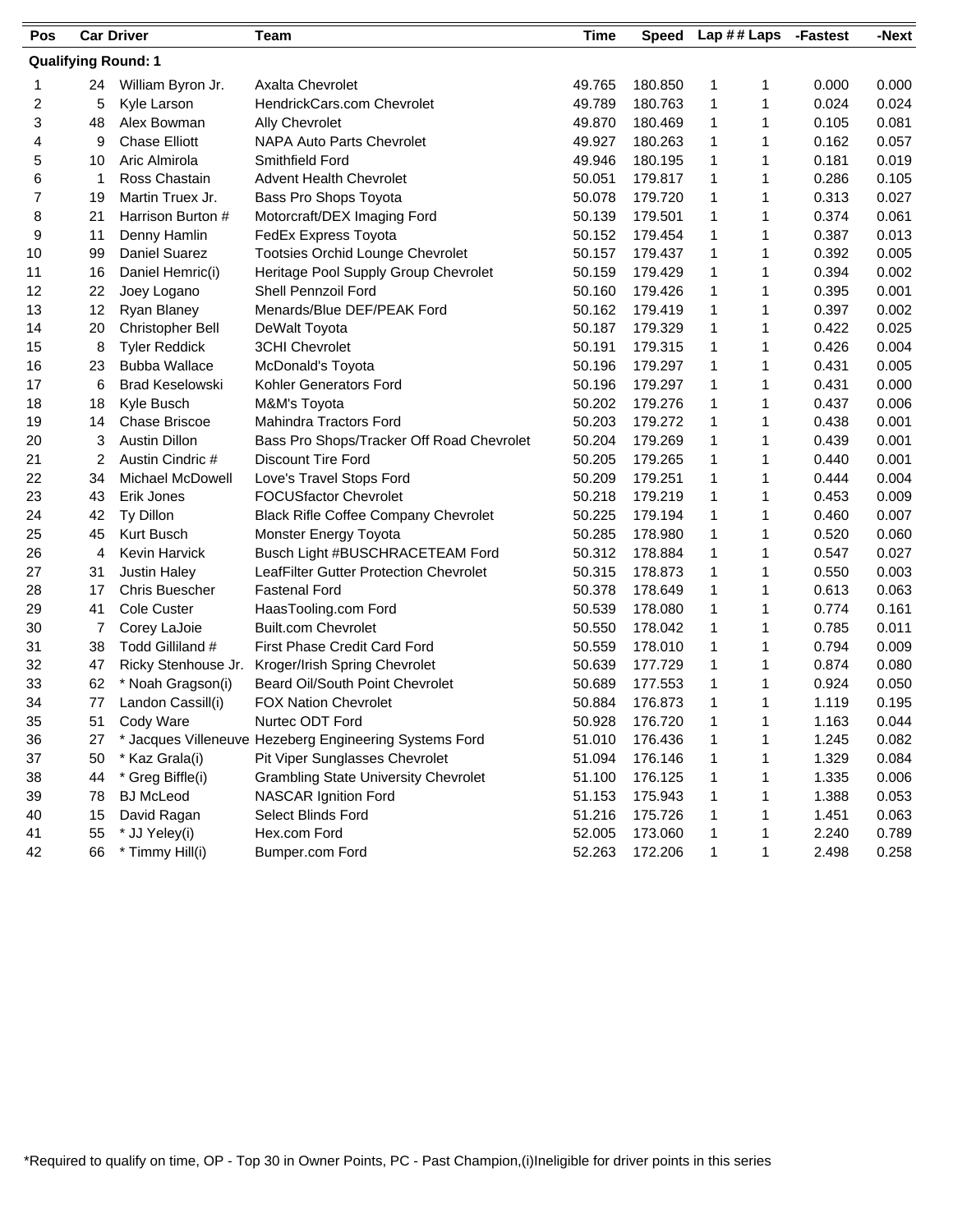| Pos | Car | Driver | Team | Time | Speed | Lap # | # Laps | -Fastest | -Next |
|---|---|---|---|---|---|---|---|---|---|
| **Qualifying Round: 1** | | | | | | | | | |
| 1 | 24 | William Byron Jr. | Axalta Chevrolet | 49.765 | 180.850 | 1 | 1 | 0.000 | 0.000 |
| 2 | 5 | Kyle Larson | HendrickCars.com Chevrolet | 49.789 | 180.763 | 1 | 1 | 0.024 | 0.024 |
| 3 | 48 | Alex Bowman | Ally Chevrolet | 49.870 | 180.469 | 1 | 1 | 0.105 | 0.081 |
| 4 | 9 | Chase Elliott | NAPA Auto Parts Chevrolet | 49.927 | 180.263 | 1 | 1 | 0.162 | 0.057 |
| 5 | 10 | Aric Almirola | Smithfield Ford | 49.946 | 180.195 | 1 | 1 | 0.181 | 0.019 |
| 6 | 1 | Ross Chastain | Advent Health Chevrolet | 50.051 | 179.817 | 1 | 1 | 0.286 | 0.105 |
| 7 | 19 | Martin Truex Jr. | Bass Pro Shops Toyota | 50.078 | 179.720 | 1 | 1 | 0.313 | 0.027 |
| 8 | 21 | Harrison Burton # | Motorcraft/DEX Imaging Ford | 50.139 | 179.501 | 1 | 1 | 0.374 | 0.061 |
| 9 | 11 | Denny Hamlin | FedEx Express Toyota | 50.152 | 179.454 | 1 | 1 | 0.387 | 0.013 |
| 10 | 99 | Daniel Suarez | Tootsies Orchid Lounge Chevrolet | 50.157 | 179.437 | 1 | 1 | 0.392 | 0.005 |
| 11 | 16 | Daniel Hemric(i) | Heritage Pool Supply Group Chevrolet | 50.159 | 179.429 | 1 | 1 | 0.394 | 0.002 |
| 12 | 22 | Joey Logano | Shell Pennzoil Ford | 50.160 | 179.426 | 1 | 1 | 0.395 | 0.001 |
| 13 | 12 | Ryan Blaney | Menards/Blue DEF/PEAK Ford | 50.162 | 179.419 | 1 | 1 | 0.397 | 0.002 |
| 14 | 20 | Christopher Bell | DeWalt Toyota | 50.187 | 179.329 | 1 | 1 | 0.422 | 0.025 |
| 15 | 8 | Tyler Reddick | 3CHI Chevrolet | 50.191 | 179.315 | 1 | 1 | 0.426 | 0.004 |
| 16 | 23 | Bubba Wallace | McDonald's Toyota | 50.196 | 179.297 | 1 | 1 | 0.431 | 0.005 |
| 17 | 6 | Brad Keselowski | Kohler Generators Ford | 50.196 | 179.297 | 1 | 1 | 0.431 | 0.000 |
| 18 | 18 | Kyle Busch | M&M's Toyota | 50.202 | 179.276 | 1 | 1 | 0.437 | 0.006 |
| 19 | 14 | Chase Briscoe | Mahindra Tractors Ford | 50.203 | 179.272 | 1 | 1 | 0.438 | 0.001 |
| 20 | 3 | Austin Dillon | Bass Pro Shops/Tracker Off Road Chevrolet | 50.204 | 179.269 | 1 | 1 | 0.439 | 0.001 |
| 21 | 2 | Austin Cindric # | Discount Tire Ford | 50.205 | 179.265 | 1 | 1 | 0.440 | 0.001 |
| 22 | 34 | Michael McDowell | Love's Travel Stops Ford | 50.209 | 179.251 | 1 | 1 | 0.444 | 0.004 |
| 23 | 43 | Erik Jones | FOCUSfactor Chevrolet | 50.218 | 179.219 | 1 | 1 | 0.453 | 0.009 |
| 24 | 42 | Ty Dillon | Black Rifle Coffee Company Chevrolet | 50.225 | 179.194 | 1 | 1 | 0.460 | 0.007 |
| 25 | 45 | Kurt Busch | Monster Energy Toyota | 50.285 | 178.980 | 1 | 1 | 0.520 | 0.060 |
| 26 | 4 | Kevin Harvick | Busch Light #BUSCHRACETEAM Ford | 50.312 | 178.884 | 1 | 1 | 0.547 | 0.027 |
| 27 | 31 | Justin Haley | LeafFilter Gutter Protection Chevrolet | 50.315 | 178.873 | 1 | 1 | 0.550 | 0.003 |
| 28 | 17 | Chris Buescher | Fastenal Ford | 50.378 | 178.649 | 1 | 1 | 0.613 | 0.063 |
| 29 | 41 | Cole Custer | HaasTooling.com Ford | 50.539 | 178.080 | 1 | 1 | 0.774 | 0.161 |
| 30 | 7 | Corey LaJoie | Built.com Chevrolet | 50.550 | 178.042 | 1 | 1 | 0.785 | 0.011 |
| 31 | 38 | Todd Gilliland # | First Phase Credit Card Ford | 50.559 | 178.010 | 1 | 1 | 0.794 | 0.009 |
| 32 | 47 | Ricky Stenhouse Jr. | Kroger/Irish Spring Chevrolet | 50.639 | 177.729 | 1 | 1 | 0.874 | 0.080 |
| 33 | 62 | * Noah Gragson(i) | Beard Oil/South Point Chevrolet | 50.689 | 177.553 | 1 | 1 | 0.924 | 0.050 |
| 34 | 77 | Landon Cassill(i) | FOX Nation Chevrolet | 50.884 | 176.873 | 1 | 1 | 1.119 | 0.195 |
| 35 | 51 | Cody Ware | Nurtec ODT Ford | 50.928 | 176.720 | 1 | 1 | 1.163 | 0.044 |
| 36 | 27 | * Jacques Villeneuve | Hezeberg Engineering Systems Ford | 51.010 | 176.436 | 1 | 1 | 1.245 | 0.082 |
| 37 | 50 | * Kaz Grala(i) | Pit Viper Sunglasses Chevrolet | 51.094 | 176.146 | 1 | 1 | 1.329 | 0.084 |
| 38 | 44 | * Greg Biffle(i) | Grambling State University Chevrolet | 51.100 | 176.125 | 1 | 1 | 1.335 | 0.006 |
| 39 | 78 | BJ McLeod | NASCAR Ignition Ford | 51.153 | 175.943 | 1 | 1 | 1.388 | 0.053 |
| 40 | 15 | David Ragan | Select Blinds Ford | 51.216 | 175.726 | 1 | 1 | 1.451 | 0.063 |
| 41 | 55 | * JJ Yeley(i) | Hex.com Ford | 52.005 | 173.060 | 1 | 1 | 2.240 | 0.789 |
| 42 | 66 | * Timmy Hill(i) | Bumper.com Ford | 52.263 | 172.206 | 1 | 1 | 2.498 | 0.258 |

*Required to qualify on time, OP - Top 30 in Owner Points, PC - Past Champion,(i)Ineligible for driver points in this series